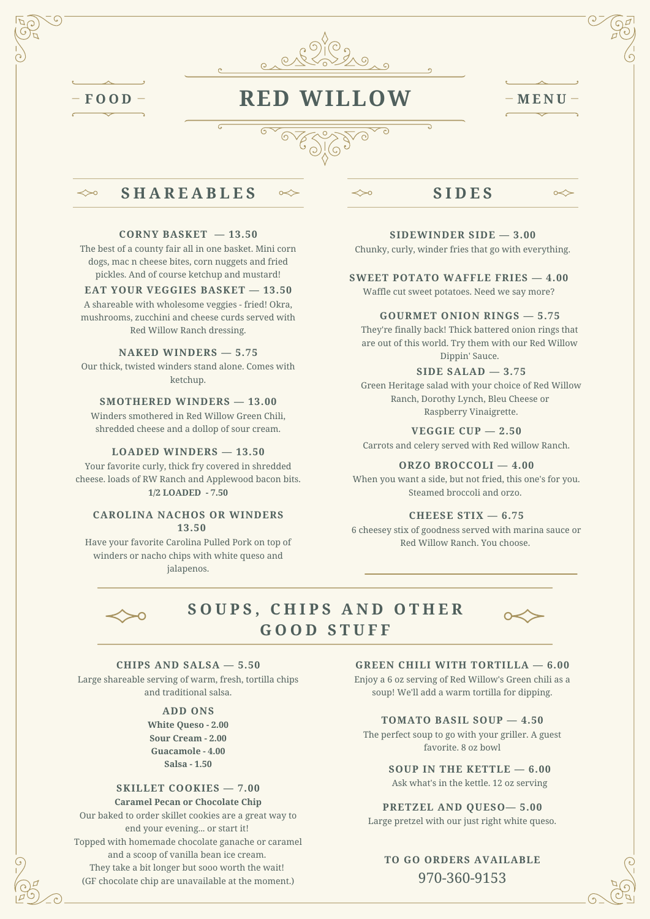FOOD

# RED WILLOW

MENU

## SHAREABLES

### CORNY BASKET — 13.50

The best of a county fair all in one basket. Mini corn dogs, mac n cheese bites, corn nuggets and fried pickles. And of course ketchup and mustard!

### EAT YOUR VEGGIES BASKET — 13.50

A shareable with wholesome veggies - fried! Okra, mushrooms, zucchini and cheese curds served with Red Willow Ranch dressing.

### NAKED WINDERS — 5.75

Our thick, twisted winders stand alone. Comes with ketchup.

### SMOTHERED WINDERS — 13.00

Winders smothered in Red Willow Green Chili, shredded cheese and a dollop of sour cream.

### LOADED WINDERS — 13.50

Your favorite curly, thick fry covered in shredded cheese. loads of RW Ranch and Applewood bacon bits.

**1/2 LOADED - 7.50**

### CAROLINA NACHOS OR WINDERS 13.50

Have your favorite Carolina Pulled Pork on top of winders or nacho chips with white queso and jalapenos.

## SIDES

### SIDEWINDER SIDE — 3.00

Chunky, curly, winder fries that go with everything.

### SWEET POTATO WAFFLE FRIES — 4.00

Waffle cut sweet potatoes. Need we say more?

### GOURMET ONION RINGS — 5.75

They're finally back! Thick battered onion rings that are out of this world. Try them with our Red Willow Dippin' Sauce.

### SIDE SALAD — 3.75

Green Heritage salad with your choice of Red Willow Ranch, Dorothy Lynch, Bleu Cheese or Raspberry Vinaigrette.

### VEGGIE CUP — 2.50

Carrots and celery served with Red willow Ranch.

### ORZO BROCCOLI — 4.00

When you want a side, but not fried, this one's for you. Steamed broccoli and orzo.

### CHEESE STIX — 6.75

6 cheesey stix of goodness served with marina sauce or Red Willow Ranch. You choose.

## SOUPS, CHIPS AND OTHER GOOD STUFF

### CHIPS AND SALSA — 5.50

Large shareable serving of warm, fresh, tortilla chips and traditional salsa.

### ADD ONS

**White Queso - 2.00**
**Sour Cream - 2.00**
**Guacamole - 4.00**
**Salsa - 1.50**

### SKILLET COOKIES — 7.00

**Caramel Pecan or Chocolate Chip**

Our baked to order skillet cookies are a great way to end your evening... or start it!
Topped with homemade chocolate ganache or caramel and a scoop of vanilla bean ice cream.
They take a bit longer but sooo worth the wait!
(GF chocolate chip are unavailable at the moment.)

### GREEN CHILI WITH TORTILLA — 6.00

Enjoy a 6 oz serving of Red Willow's Green chili as a soup! We'll add a warm tortilla for dipping.

### TOMATO BASIL SOUP — 4.50

The perfect soup to go with your griller. A guest favorite. 8 oz bowl

### SOUP IN THE KETTLE — 6.00

Ask what's in the kettle. 12 oz serving

### PRETZEL AND QUESO— 5.00

Large pretzel with our just right white queso.

**TO GO ORDERS AVAILABLE**

970-360-9153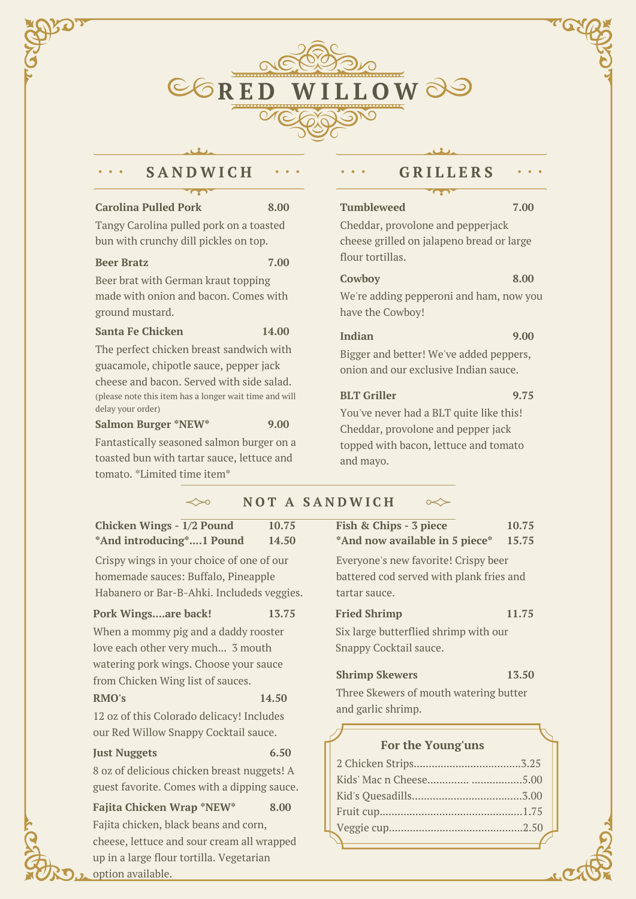# RED WILLOW

## SANDWICH

**Carolina Pulled Pork** 8.00

Tangy Carolina pulled pork on a toasted bun with crunchy dill pickles on top.

**Beer Bratz** 7.00

Beer brat with German kraut topping made with onion and bacon. Comes with ground mustard.

**Santa Fe Chicken** 14.00

The perfect chicken breast sandwich with guacamole, chipotle sauce, pepper jack cheese and bacon. Served with side salad. (please note this item has a longer wait time and will delay your order)

**Salmon Burger *NEW*** 9.00

Fantastically seasoned salmon burger on a toasted bun with tartar sauce, lettuce and tomato. *Limited time item*

## GRILLERS

**Tumbleweed** 7.00

Cheddar, provolone and pepperjack cheese grilled on jalapeno bread or large flour tortillas.

**Cowboy** 8.00

We're adding pepperoni and ham, now you have the Cowboy!

**Indian** 9.00

Bigger and better! We've added peppers, onion and our exclusive Indian sauce.

**BLT Griller** 9.75

You've never had a BLT quite like this! Cheddar, provolone and pepper jack topped with bacon, lettuce and tomato and mayo.

## NOT A SANDWICH

**Chicken Wings - 1/2 Pound** 10.75
**\*And introducing*....1 Pound** 14.50

Crispy wings in your choice of one of our homemade sauces: Buffalo, Pineapple Habanero or Bar-B-Ahki. Includeds veggies.

**Pork Wings....are back!** 13.75

When a mommy pig and a daddy rooster love each other very much... 3 mouth watering pork wings. Choose your sauce from Chicken Wing list of sauces.

**RMO's** 14.50

12 oz of this Colorado delicacy! Includes our Red Willow Snappy Cocktail sauce.

**Just Nuggets** 6.50

8 oz of delicious chicken breast nuggets! A guest favorite. Comes with a dipping sauce.

**Fajita Chicken Wrap *NEW*** 8.00

Fajita chicken, black beans and corn, cheese, lettuce and sour cream all wrapped up in a large flour tortilla. Vegetarian option available.

**Fish & Chips - 3 piece** 10.75
**\*And now available in 5 piece*** 15.75

Everyone's new favorite! Crispy beer battered cod served with plank fries and tartar sauce.

**Fried Shrimp** 11.75

Six large butterflied shrimp with our Snappy Cocktail sauce.

**Shrimp Skewers** 13.50

Three Skewers of mouth watering butter and garlic shrimp.

### For the Young'uns

2 Chicken Strips....................................3.25
Kids' Mac n Cheese............. .................5.00
Kid's Quesadills....................................3.00
Fruit cup................................................1.75
Veggie cup............................................2.50